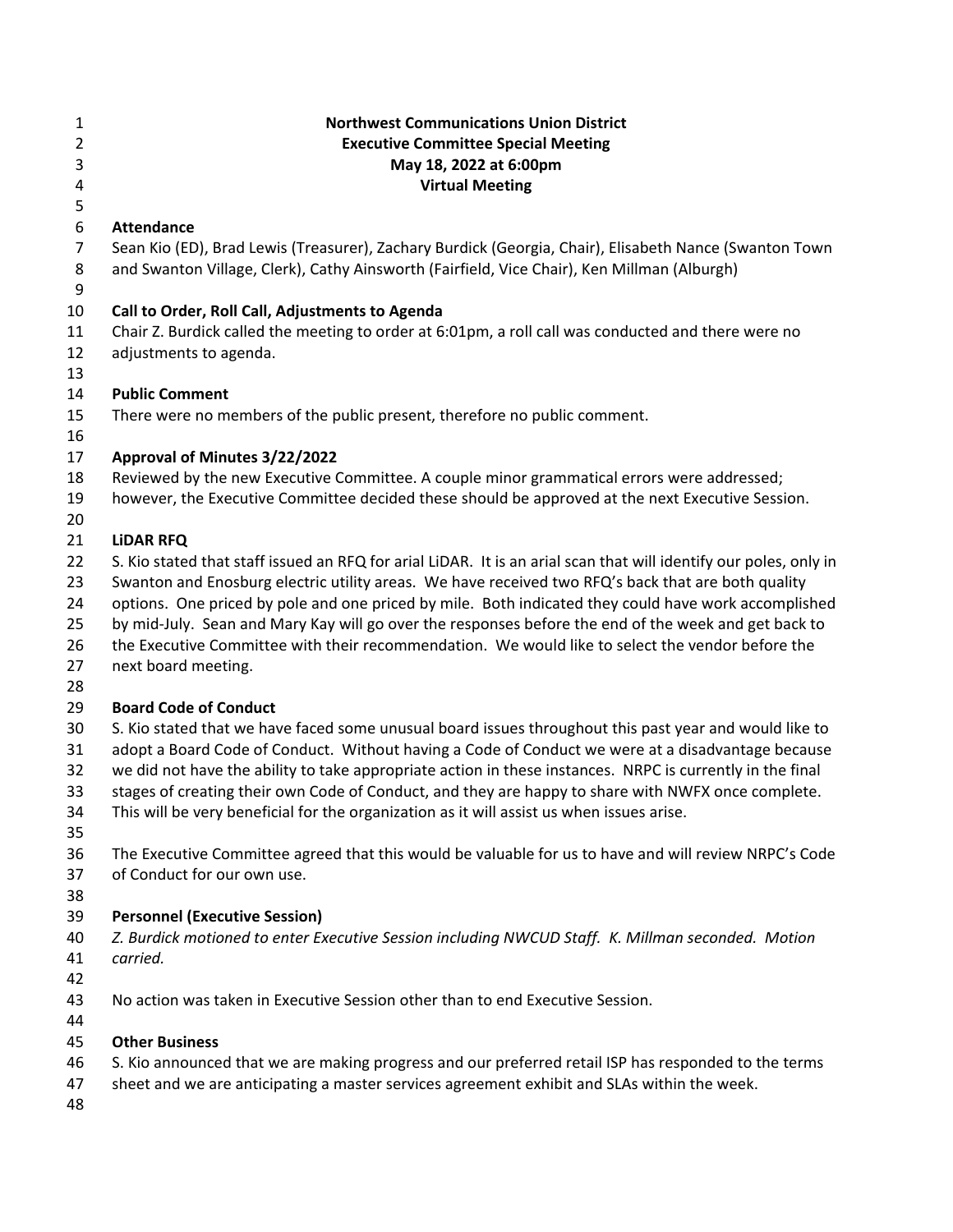**Northwest Communications Union District**
**Executive Committee Special Meeting**
**May 18, 2022 at 6:00pm**
**Virtual Meeting**

**Attendance**

Sean Kio (ED), Brad Lewis (Treasurer), Zachary Burdick (Georgia, Chair), Elisabeth Nance (Swanton Town and Swanton Village, Clerk), Cathy Ainsworth (Fairfield, Vice Chair), Ken Millman (Alburgh)

**Call to Order, Roll Call, Adjustments to Agenda**

Chair Z. Burdick called the meeting to order at 6:01pm, a roll call was conducted and there were no adjustments to agenda.

**Public Comment**

There were no members of the public present, therefore no public comment.

**Approval of Minutes 3/22/2022**

Reviewed by the new Executive Committee. A couple minor grammatical errors were addressed; however, the Executive Committee decided these should be approved at the next Executive Session.

**LiDAR RFQ**

S. Kio stated that staff issued an RFQ for arial LiDAR. It is an arial scan that will identify our poles, only in Swanton and Enosburg electric utility areas. We have received two RFQ's back that are both quality options. One priced by pole and one priced by mile. Both indicated they could have work accomplished by mid-July. Sean and Mary Kay will go over the responses before the end of the week and get back to the Executive Committee with their recommendation. We would like to select the vendor before the next board meeting.

**Board Code of Conduct**

S. Kio stated that we have faced some unusual board issues throughout this past year and would like to adopt a Board Code of Conduct. Without having a Code of Conduct we were at a disadvantage because we did not have the ability to take appropriate action in these instances. NRPC is currently in the final stages of creating their own Code of Conduct, and they are happy to share with NWFX once complete. This will be very beneficial for the organization as it will assist us when issues arise.

The Executive Committee agreed that this would be valuable for us to have and will review NRPC's Code of Conduct for our own use.

**Personnel (Executive Session)**

*Z. Burdick motioned to enter Executive Session including NWCUD Staff. K. Millman seconded. Motion carried.*

No action was taken in Executive Session other than to end Executive Session.

**Other Business**

S. Kio announced that we are making progress and our preferred retail ISP has responded to the terms sheet and we are anticipating a master services agreement exhibit and SLAs within the week.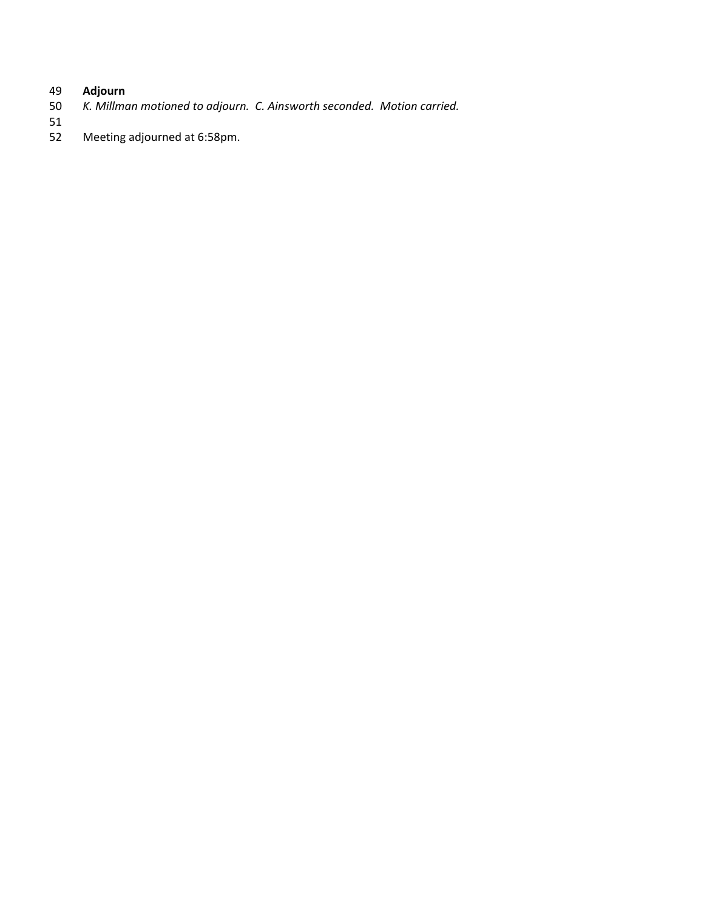**Adjourn**

*K. Millman motioned to adjourn. C. Ainsworth seconded. Motion carried.*

Meeting adjourned at 6:58pm.